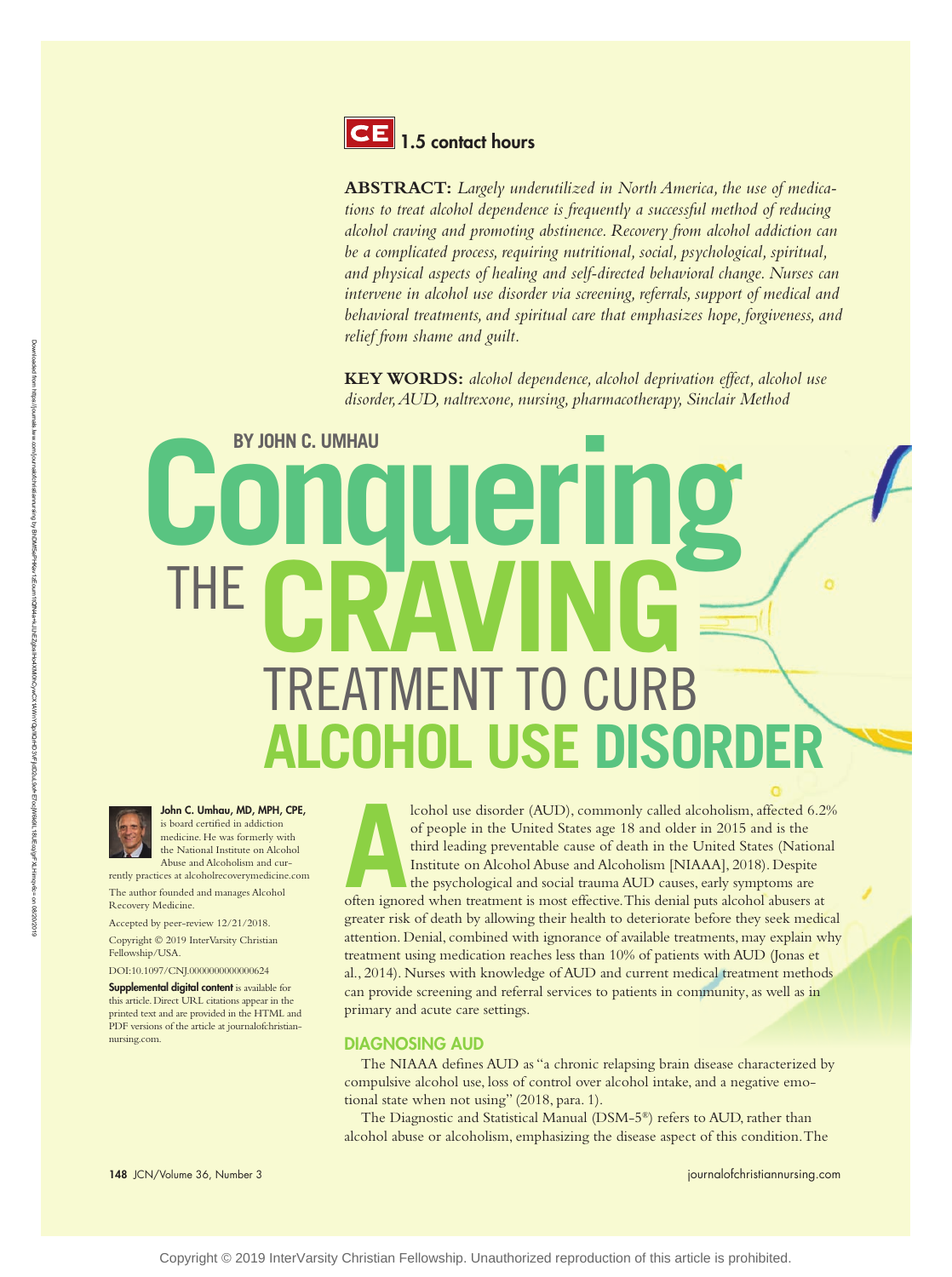**CE** 1.5 contact hours

**ABSTRACT:** *Largely underutilized in North America, the use of medications to treat alcohol dependence is frequently a successful method of reducing alcohol craving and promoting abstinence. Recovery from alcohol addiction can be a complicated process, requiring nutritional, social, psychological, spiritual, and physical aspects of healing and self-directed behavioral change. Nurses can intervene in alcohol use disorder via screening, referrals, support of medical and behavioral treatments, and spiritual care that emphasizes hope, forgiveness, and relief from shame and guilt.*

**KEY WORDS:** *alcohol dependence, alcohol deprivation effect, alcohol use disorder, AUD, naltrexone, nursing, pharmacotherapy, Sinclair Method*

BY JOHN C. UMHAU

# Conquering THE CRAVING TREATMENT TO CURB ALCOHOL USE DISORDER

**John C. Umhau, MD, MPH, CPE,** is board certified in addiction medicine. He was formerly with the National Institute on Alcohol Abuse and Alcoholism and currently practices at alcoholrecoverymedicine.com

The author founded and manages Alcohol Recovery Medicine.

Accepted by peer-review 12/21/2018.

Copyright © 2019 InterVarsity Christian Fellowship/USA.

DOI:10.1097/CNJ.0000000000000624

**Supplemental digital content** is available for this article. Direct URL citations appear in the printed text and are provided in the HTML and PDF versions of the article at journalofchristiannursing.com.

Alcohol use disorder (AUD), commonly called alcoholism, affected 6.2% of people in the United States age 18 and older in 2015 and is the third leading preventable cause of death in the United States (National Institute on Alcohol Abuse and Alcoholism [NIAAA], 2018). Despite the psychological and social trauma AUD causes, early symptoms are often ignored when treatment is most effective. This denial puts alcohol abusers at greater risk of death by allowing their health to deteriorate before they seek medical attention. Denial, combined with ignorance of available treatments, may explain why treatment using medication reaches less than 10% of patients with AUD (Jonas et al., 2014). Nurses with knowledge of AUD and current medical treatment methods can provide screening and referral services to patients in community, as well as in primary and acute care settings.

## DIAGNOSING AUD

The NIAAA defines AUD as "a chronic relapsing brain disease characterized by compulsive alcohol use, loss of control over alcohol intake, and a negative emotional state when not using" (2018, para. 1).

The Diagnostic and Statistical Manual (DSM-5®) refers to AUD, rather than alcohol abuse or alcoholism, emphasizing the disease aspect of this condition. The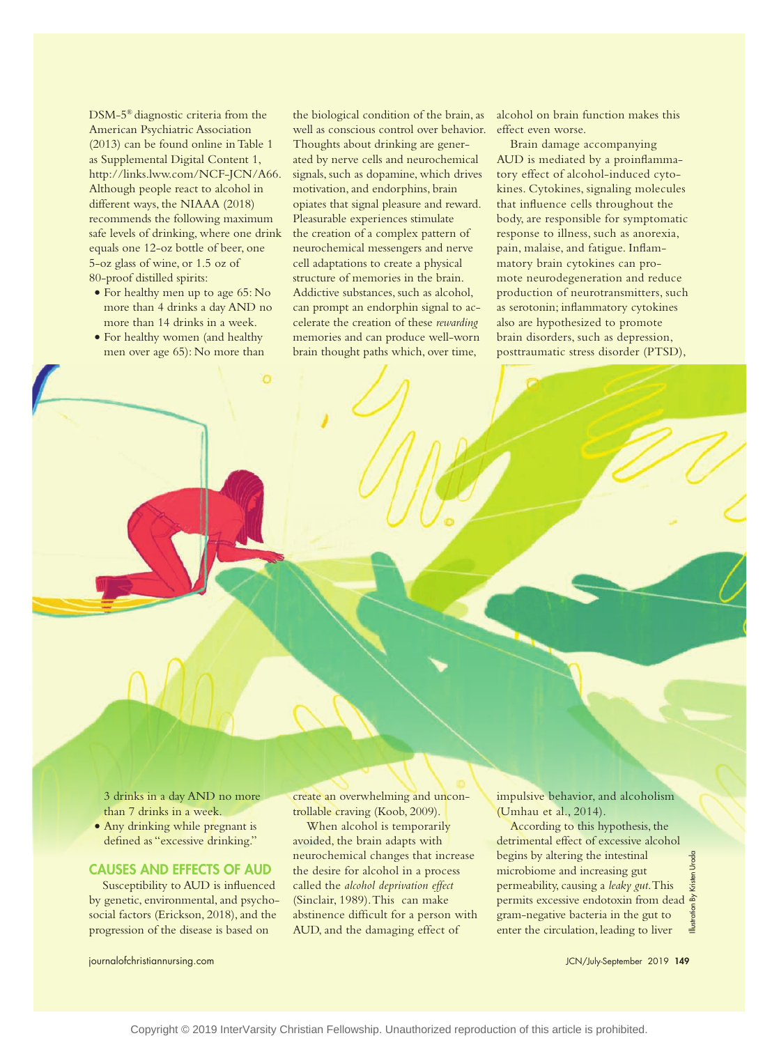DSM-5® diagnostic criteria from the American Psychiatric Association (2013) can be found online in Table 1 as Supplemental Digital Content 1, http://links.lww.com/NCF-JCN/A66. Although people react to alcohol in different ways, the NIAAA (2018) recommends the following maximum safe levels of drinking, where one drink equals one 12-oz bottle of beer, one 5-oz glass of wine, or 1.5 oz of 80-proof distilled spirits:

- For healthy men up to age 65: No more than 4 drinks a day AND no more than 14 drinks in a week.
- For healthy women (and healthy men over age 65): No more than 3 drinks in a day AND no more than 7 drinks in a week.
- Any drinking while pregnant is defined as "excessive drinking."

## CAUSES AND EFFECTS OF AUD

Susceptibility to AUD is influenced by genetic, environmental, and psychosocial factors (Erickson, 2018), and the progression of the disease is based on the biological condition of the brain, as well as conscious control over behavior. Thoughts about drinking are generated by nerve cells and neurochemical signals, such as dopamine, which drives motivation, and endorphins, brain opiates that signal pleasure and reward. Pleasurable experiences stimulate the creation of a complex pattern of neurochemical messengers and nerve cell adaptations to create a physical structure of memories in the brain. Addictive substances, such as alcohol, can prompt an endorphin signal to accelerate the creation of these *rewarding* memories and can produce well-worn brain thought paths which, over time, create an overwhelming and uncontrollable craving (Koob, 2009).

When alcohol is temporarily avoided, the brain adapts with neurochemical changes that increase the desire for alcohol in a process called the *alcohol deprivation effect* (Sinclair, 1989). This can make abstinence difficult for a person with AUD, and the damaging effect of alcohol on brain function makes this effect even worse.

Brain damage accompanying AUD is mediated by a proinflammatory effect of alcohol-induced cytokines. Cytokines, signaling molecules that influence cells throughout the body, are responsible for symptomatic response to illness, such as anorexia, pain, malaise, and fatigue. Inflammatory brain cytokines can promote neurodegeneration and reduce production of neurotransmitters, such as serotonin; inflammatory cytokines also are hypothesized to promote brain disorders, such as depression, posttraumatic stress disorder (PTSD), impulsive behavior, and alcoholism (Umhau et al., 2014).

According to this hypothesis, the detrimental effect of excessive alcohol begins by altering the intestinal microbiome and increasing gut permeability, causing a *leaky gut*. This permits excessive endotoxin from dead gram-negative bacteria in the gut to enter the circulation, leading to liver

Illustration By Kristen Uroda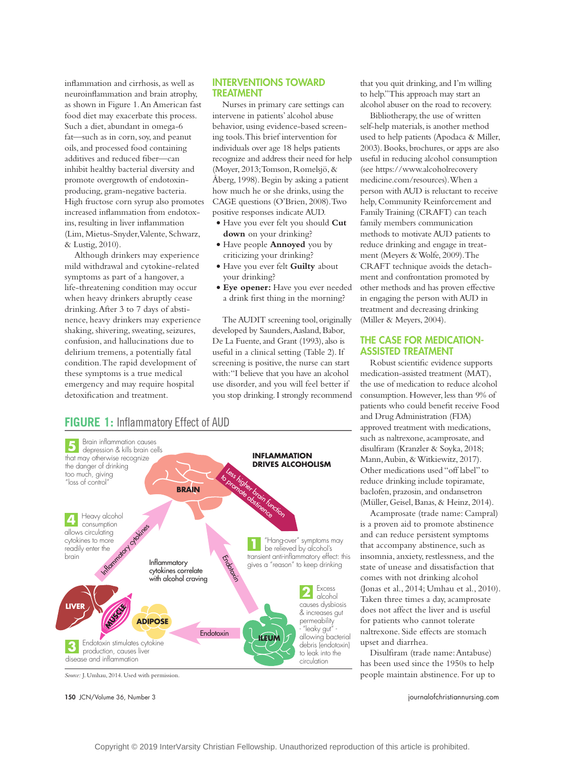inflammation and cirrhosis, as well as neuroinflammation and brain atrophy, as shown in Figure 1. An American fast food diet may exacerbate this process. Such a diet, abundant in omega-6 fat—such as in corn, soy, and peanut oils, and processed food containing additives and reduced fiber—can inhibit healthy bacterial diversity and promote overgrowth of endotoxin-producing, gram-negative bacteria. High fructose corn syrup also promotes increased inflammation from endotoxins, resulting in liver inflammation (Lim, Mietus-Snyder, Valente, Schwarz, & Lustig, 2010).

Although drinkers may experience mild withdrawal and cytokine-related symptoms as part of a hangover, a life-threatening condition may occur when heavy drinkers abruptly cease drinking. After 3 to 7 days of abstinence, heavy drinkers may experience shaking, shivering, sweating, seizures, confusion, and hallucinations due to delirium tremens, a potentially fatal condition. The rapid development of these symptoms is a true medical emergency and may require hospital detoxification and treatment.

## INTERVENTIONS TOWARD TREATMENT

Nurses in primary care settings can intervene in patients' alcohol abuse behavior, using evidence-based screening tools. This brief intervention for individuals over age 18 helps patients recognize and address their need for help (Moyer, 2013; Tomson, Romelsjö, & Åberg, 1998). Begin by asking a patient how much he or she drinks, using the CAGE questions (O'Brien, 2008). Two positive responses indicate AUD.

- Have you ever felt you should **Cut down** on your drinking?
- Have people **Annoyed** you by criticizing your drinking?
- Have you ever felt **Guilty** about your drinking?
- **Eye opener:** Have you ever needed a drink first thing in the morning?

The AUDIT screening tool, originally developed by Saunders, Aasland, Babor, De La Fuente, and Grant (1993), also is useful in a clinical setting (Table 2). If screening is positive, the nurse can start with: "I believe that you have an alcohol use disorder, and you will feel better if you stop drinking. I strongly recommend that you quit drinking, and I'm willing to help." This approach may start an alcohol abuser on the road to recovery.

Bibliotherapy, the use of written self-help materials, is another method used to help patients (Apodaca & Miller, 2003). Books, brochures, or apps are also useful in reducing alcohol consumption (see https://www.alcoholrecoverymedicine.com/resources). When a person with AUD is reluctant to receive help, Community Reinforcement and Family Training (CRAFT) can teach family members communication methods to motivate AUD patients to reduce drinking and engage in treatment (Meyers & Wolfe, 2009). The CRAFT technique avoids the detachment and confrontation promoted by other methods and has proven effective in engaging the person with AUD in treatment and decreasing drinking (Miller & Meyers, 2004).

## THE CASE FOR MEDICATION-ASSISTED TREATMENT

Robust scientific evidence supports medication-assisted treatment (MAT), the use of medication to reduce alcohol consumption. However, less than 9% of patients who could benefit receive Food and Drug Administration (FDA) approved treatment with medications, such as naltrexone, acamprosate, and disulfiram (Kranzler & Soyka, 2018; Mann, Aubin, & Witkiewitz, 2017). Other medications used "off label" to reduce drinking include topiramate, baclofen, prazosin, and ondansetron (Müller, Geisel, Banas, & Heinz, 2014).

Acamprosate (trade name: Campral) is a proven aid to promote abstinence and can reduce persistent symptoms that accompany abstinence, such as insomnia, anxiety, restlessness, and the state of unease and dissatisfaction that comes with not drinking alcohol (Jonas et al., 2014; Umhau et al., 2010). Taken three times a day, acamprosate does not affect the liver and is useful for patients who cannot tolerate naltrexone. Side effects are stomach upset and diarrhea.

Disulfiram (trade name: Antabuse) has been used since the 1950s to help people maintain abstinence. For up to

**FIGURE 1:** Inflammatory Effect of AUD

INFLAMMATION DRIVES ALCOHOLISM

1. "Hang-over" symptoms may be relieved by alcohol's transient anti-inflammatory effect: this gives a "reason" to keep drinking
2. Excess alcohol causes dysbiosis & increases gut permeability - "leaky gut" - allowing bacterial debris (endotoxin) to leak into the circulation
3. Endotoxin stimulates cytokine production, causes liver disease and inflammation
4. Heavy alcohol consumption allows circulating cytokines to more readily enter the brain
5. Brain inflammation causes depression & kills brain cells that may otherwise recognize the danger of drinking too much, giving "loss of control"

Less higher brain function to promote abstinence. Inflammatory cytokines correlate with alcohol craving. BRAIN, LIVER, MUSCLE, ADIPOSE, ILEUM, Endotoxin, Inflammatory cytokines.

*Source:* J. Umhau, 2014. Used with permission.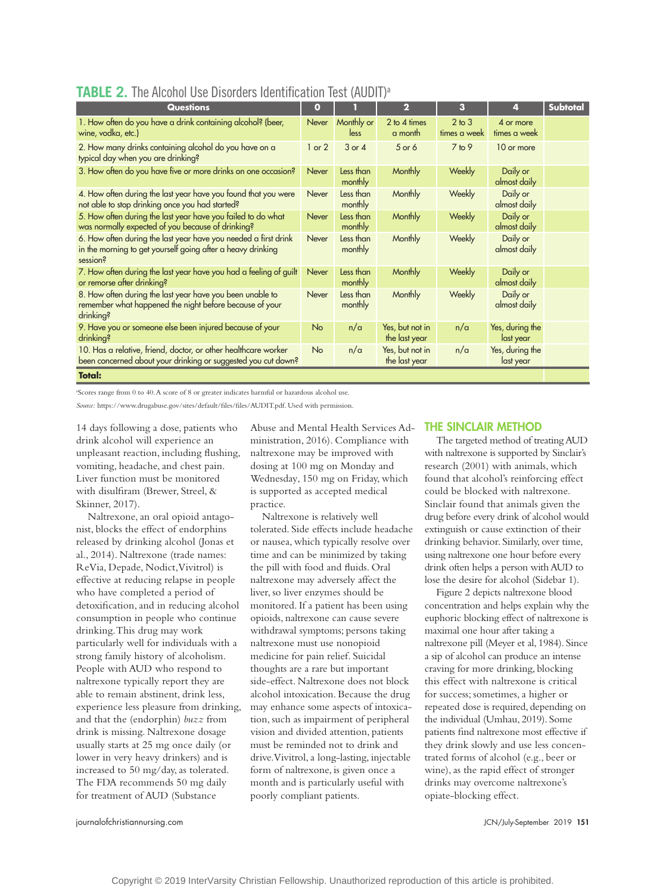**TABLE 2.** The Alcohol Use Disorders Identification Test (AUDIT)[a]

| Questions | 0 | 1 | 2 | 3 | 4 | Subtotal |
|---|---|---|---|---|---|---|
| 1. How often do you have a drink containing alcohol? (beer, wine, vodka, etc.) | Never | Monthly or less | 2 to 4 times a month | 2 to 3 times a week | 4 or more times a week | |
| 2. How many drinks containing alcohol do you have on a typical day when you are drinking? | 1 or 2 | 3 or 4 | 5 or 6 | 7 to 9 | 10 or more | |
| 3. How often do you have five or more drinks on one occasion? | Never | Less than monthly | Monthly | Weekly | Daily or almost daily | |
| 4. How often during the last year have you found that you were not able to stop drinking once you had started? | Never | Less than monthly | Monthly | Weekly | Daily or almost daily | |
| 5. How often during the last year have you failed to do what was normally expected of you because of drinking? | Never | Less than monthly | Monthly | Weekly | Daily or almost daily | |
| 6. How often during the last year have you needed a first drink in the morning to get yourself going after a heavy drinking session? | Never | Less than monthly | Monthly | Weekly | Daily or almost daily | |
| 7. How often during the last year have you had a feeling of guilt or remorse after drinking? | Never | Less than monthly | Monthly | Weekly | Daily or almost daily | |
| 8. How often during the last year have you been unable to remember what happened the night before because of your drinking? | Never | Less than monthly | Monthly | Weekly | Daily or almost daily | |
| 9. Have you or someone else been injured because of your drinking? | No | n/a | Yes, but not in the last year | n/a | Yes, during the last year | |
| 10. Has a relative, friend, doctor, or other healthcare worker been concerned about your drinking or suggested you cut down? | No | n/a | Yes, but not in the last year | n/a | Yes, during the last year | |
| **Total:** | | | | | | |

[a]Scores range from 0 to 40. A score of 8 or greater indicates harmful or hazardous alcohol use.

*Source:* https://www.drugabuse.gov/sites/default/files/files/AUDIT.pdf. Used with permission.

14 days following a dose, patients who drink alcohol will experience an unpleasant reaction, including flushing, vomiting, headache, and chest pain. Liver function must be monitored with disulfiram (Brewer, Streel, & Skinner, 2017).

Naltrexone, an oral opioid antagonist, blocks the effect of endorphins released by drinking alcohol (Jonas et al., 2014). Naltrexone (trade names: ReVia, Depade, Nodict, Vivitrol) is effective at reducing relapse in people who have completed a period of detoxification, and in reducing alcohol consumption in people who continue drinking. This drug may work particularly well for individuals with a strong family history of alcoholism. People with AUD who respond to naltrexone typically report they are able to remain abstinent, drink less, experience less pleasure from drinking, and that the (endorphin) *buzz* from drink is missing. Naltrexone dosage usually starts at 25 mg once daily (or lower in very heavy drinkers) and is increased to 50 mg/day, as tolerated. The FDA recommends 50 mg daily for treatment of AUD (Substance Abuse and Mental Health Services Administration, 2016). Compliance with naltrexone may be improved with dosing at 100 mg on Monday and Wednesday, 150 mg on Friday, which is supported as accepted medical practice.

Naltrexone is relatively well tolerated. Side effects include headache or nausea, which typically resolve over time and can be minimized by taking the pill with food and fluids. Oral naltrexone may adversely affect the liver, so liver enzymes should be monitored. If a patient has been using opioids, naltrexone can cause severe withdrawal symptoms; persons taking naltrexone must use nonopioid medicine for pain relief. Suicidal thoughts are a rare but important side-effect. Naltrexone does not block alcohol intoxication. Because the drug may enhance some aspects of intoxication, such as impairment of peripheral vision and divided attention, patients must be reminded not to drink and drive. Vivitrol, a long-lasting, injectable form of naltrexone, is given once a month and is particularly useful with poorly compliant patients.

## THE SINCLAIR METHOD

The targeted method of treating AUD with naltrexone is supported by Sinclair's research (2001) with animals, which found that alcohol's reinforcing effect could be blocked with naltrexone. Sinclair found that animals given the drug before every drink of alcohol would extinguish or cause extinction of their drinking behavior. Similarly, over time, using naltrexone one hour before every drink often helps a person with AUD to lose the desire for alcohol (Sidebar 1).

Figure 2 depicts naltrexone blood concentration and helps explain why the euphoric blocking effect of naltrexone is maximal one hour after taking a naltrexone pill (Meyer et al, 1984). Since a sip of alcohol can produce an intense craving for more drinking, blocking this effect with naltrexone is critical for success; sometimes, a higher or repeated dose is required, depending on the individual (Umhau, 2019). Some patients find naltrexone most effective if they drink slowly and use less concentrated forms of alcohol (e.g., beer or wine), as the rapid effect of stronger drinks may overcome naltrexone's opiate-blocking effect.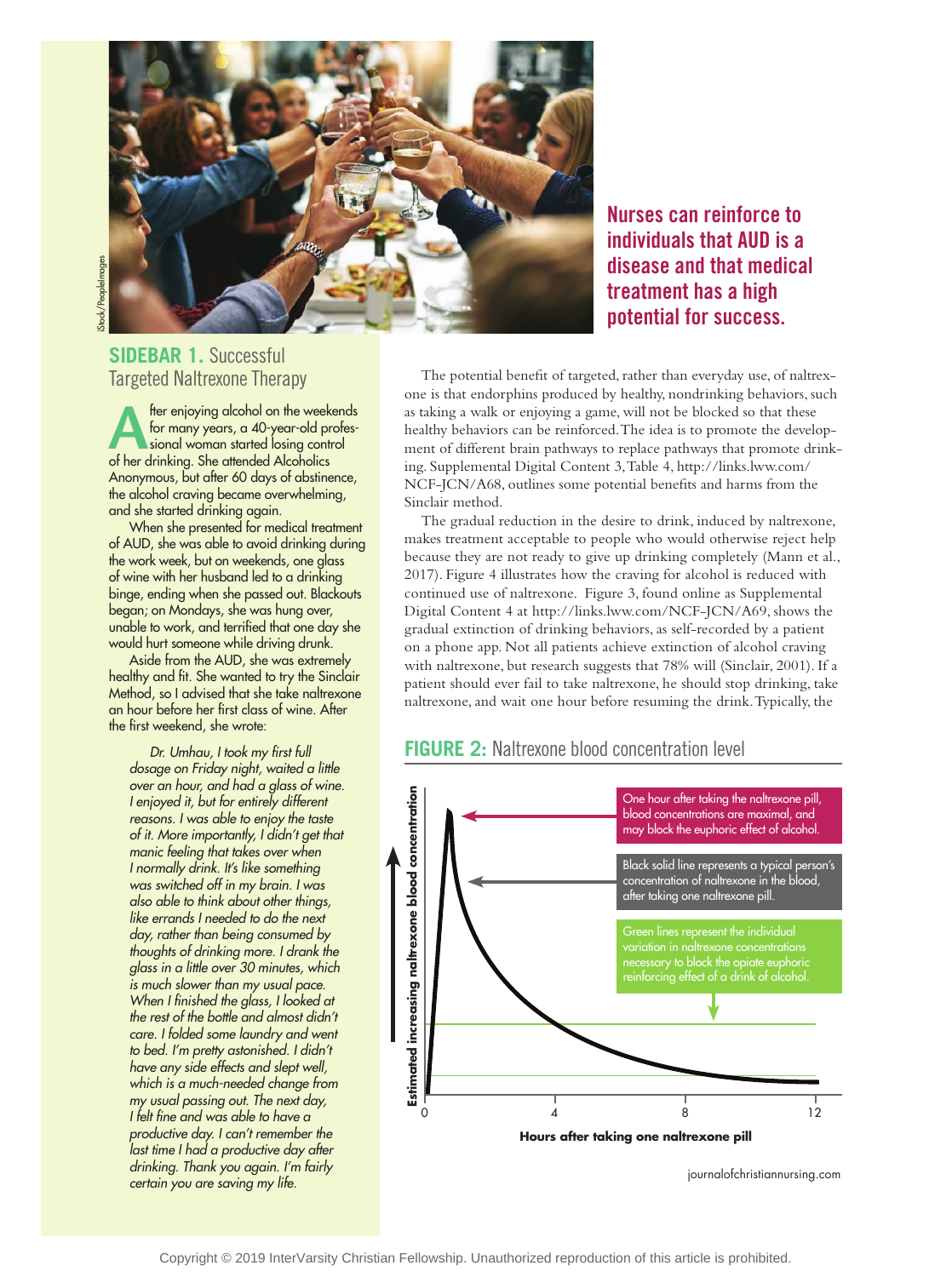**Nurses can reinforce to individuals that AUD is a disease and that medical treatment has a high potential for success.**

## SIDEBAR 1. Successful Targeted Naltrexone Therapy

After enjoying alcohol on the weekends for many years, a 40-year-old professional woman started losing control of her drinking. She attended Alcoholics Anonymous, but after 60 days of abstinence, the alcohol craving became overwhelming, and she started drinking again.

When she presented for medical treatment of AUD, she was able to avoid drinking during the work week, but on weekends, one glass of wine with her husband led to a drinking binge, ending when she passed out. Blackouts began; on Mondays, she was hung over, unable to work, and terrified that one day she would hurt someone while driving drunk.

Aside from the AUD, she was extremely healthy and fit. She wanted to try the Sinclair Method, so I advised that she take naltrexone an hour before her first class of wine. After the first weekend, she wrote:

> *Dr. Umhau, I took my first full dosage on Friday night, waited a little over an hour, and had a glass of wine. I enjoyed it, but for entirely different reasons. I was able to enjoy the taste of it. More importantly, I didn't get that manic feeling that takes over when I normally drink. It's like something was switched off in my brain. I was also able to think about other things, like errands I needed to do the next day, rather than being consumed by thoughts of drinking more. I drank the glass in a little over 30 minutes, which is much slower than my usual pace. When I finished the glass, I looked at the rest of the bottle and almost didn't care. I folded some laundry and went to bed. I'm pretty astonished. I didn't have any side effects and slept well, which is a much-needed change from my usual passing out. The next day, I felt fine and was able to have a productive day. I can't remember the last time I had a productive day after drinking. Thank you again. I'm fairly certain you are saving my life.*

The potential benefit of targeted, rather than everyday use, of naltrexone is that endorphins produced by healthy, nondrinking behaviors, such as taking a walk or enjoying a game, will not be blocked so that these healthy behaviors can be reinforced. The idea is to promote the development of different brain pathways to replace pathways that promote drinking. Supplemental Digital Content 3, Table 4, http://links.lww.com/NCF-JCN/A68, outlines some potential benefits and harms from the Sinclair method.

The gradual reduction in the desire to drink, induced by naltrexone, makes treatment acceptable to people who would otherwise reject help because they are not ready to give up drinking completely (Mann et al., 2017). Figure 4 illustrates how the craving for alcohol is reduced with continued use of naltrexone. Figure 3, found online as Supplemental Digital Content 4 at http://links.lww.com/NCF-JCN/A69, shows the gradual extinction of drinking behaviors, as self-recorded by a patient on a phone app. Not all patients achieve extinction of alcohol craving with naltrexone, but research suggests that 78% will (Sinclair, 2001). If a patient should ever fail to take naltrexone, he should stop drinking, take naltrexone, and wait one hour before resuming the drink. Typically, the

**FIGURE 2:** Naltrexone blood concentration level

- One hour after taking the naltrexone pill, blood concentrations are maximal, and may block the euphoric effect of alcohol.
- Black solid line represents a typical person's concentration of naltrexone in the blood, after taking one naltrexone pill.
- Green lines represent the individual variation in naltrexone concentrations necessary to block the opiate euphoric reinforcing effect of a drink of alcohol.

Y-axis: Estimated increasing naltrexone blood concentration
X-axis: Hours after taking one naltrexone pill (0, 4, 8, 12)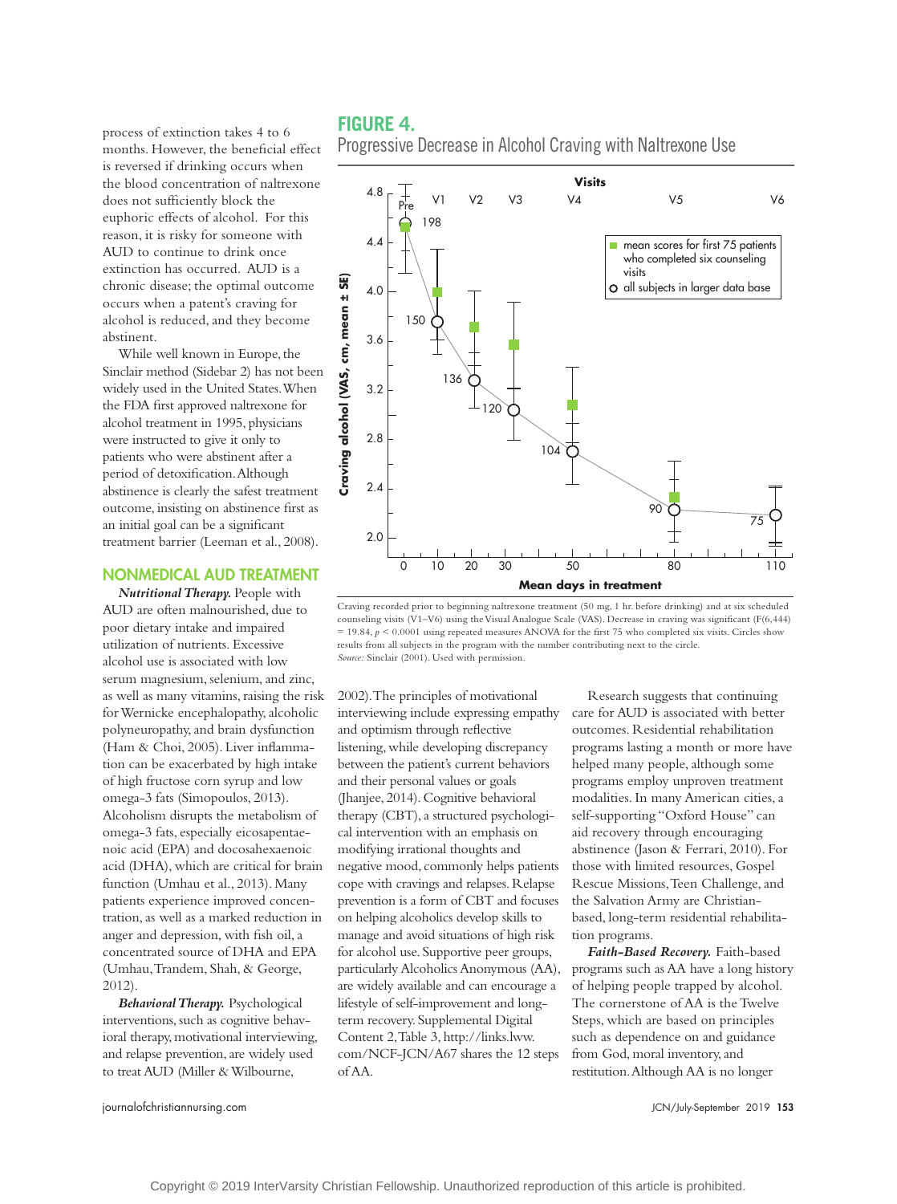process of extinction takes 4 to 6 months. However, the beneficial effect is reversed if drinking occurs when the blood concentration of naltrexone does not sufficiently block the euphoric effects of alcohol. For this reason, it is risky for someone with AUD to continue to drink once extinction has occurred. AUD is a chronic disease; the optimal outcome occurs when a patent's craving for alcohol is reduced, and they become abstinent.

While well known in Europe, the Sinclair method (Sidebar 2) has not been widely used in the United States. When the FDA first approved naltrexone for alcohol treatment in 1995, physicians were instructed to give it only to patients who were abstinent after a period of detoxification. Although abstinence is clearly the safest treatment outcome, insisting on abstinence first as an initial goal can be a significant treatment barrier (Leeman et al., 2008).

**FIGURE 4.**
Progressive Decrease in Alcohol Craving with Naltrexone Use

Craving recorded prior to beginning naltrexone treatment (50 mg, 1 hr. before drinking) and at six scheduled counseling visits (V1–V6) using the Visual Analogue Scale (VAS). Decrease in craving was significant ($F(6,444) = 19.84$, $p < 0.0001$ using repeated measures ANOVA for the first 75 who completed six visits. Circles show results from all subjects in the program with the number contributing next to the circle.
*Source:* Sinclair (2001). Used with permission.

## NONMEDICAL AUD TREATMENT

***Nutritional Therapy.*** People with AUD are often malnourished, due to poor dietary intake and impaired utilization of nutrients. Excessive alcohol use is associated with low serum magnesium, selenium, and zinc, as well as many vitamins, raising the risk for Wernicke encephalopathy, alcoholic polyneuropathy, and brain dysfunction (Ham & Choi, 2005). Liver inflammation can be exacerbated by high intake of high fructose corn syrup and low omega-3 fats (Simopoulos, 2013). Alcoholism disrupts the metabolism of omega-3 fats, especially eicosapentaenoic acid (EPA) and docosahexaenoic acid (DHA), which are critical for brain function (Umhau et al., 2013). Many patients experience improved concentration, as well as a marked reduction in anger and depression, with fish oil, a concentrated source of DHA and EPA (Umhau, Trandem, Shah, & George, 2012).

***Behavioral Therapy.*** Psychological interventions, such as cognitive behavioral therapy, motivational interviewing, and relapse prevention, are widely used to treat AUD (Miller & Wilbourne, 2002). The principles of motivational interviewing include expressing empathy and optimism through reflective listening, while developing discrepancy between the patient's current behaviors and their personal values or goals (Jhanjee, 2014). Cognitive behavioral therapy (CBT), a structured psychological intervention with an emphasis on modifying irrational thoughts and negative mood, commonly helps patients cope with cravings and relapses. Relapse prevention is a form of CBT and focuses on helping alcoholics develop skills to manage and avoid situations of high risk for alcohol use. Supportive peer groups, particularly Alcoholics Anonymous (AA), are widely available and can encourage a lifestyle of self-improvement and long-term recovery. Supplemental Digital Content 2, Table 3, http://links.lww.com/NCF-JCN/A67 shares the 12 steps of AA.

Research suggests that continuing care for AUD is associated with better outcomes. Residential rehabilitation programs lasting a month or more have helped many people, although some programs employ unproven treatment modalities. In many American cities, a self-supporting "Oxford House" can aid recovery through encouraging abstinence (Jason & Ferrari, 2010). For those with limited resources, Gospel Rescue Missions, Teen Challenge, and the Salvation Army are Christian-based, long-term residential rehabilitation programs.

***Faith-Based Recovery.*** Faith-based programs such as AA have a long history of helping people trapped by alcohol. The cornerstone of AA is the Twelve Steps, which are based on principles such as dependence on and guidance from God, moral inventory, and restitution. Although AA is no longer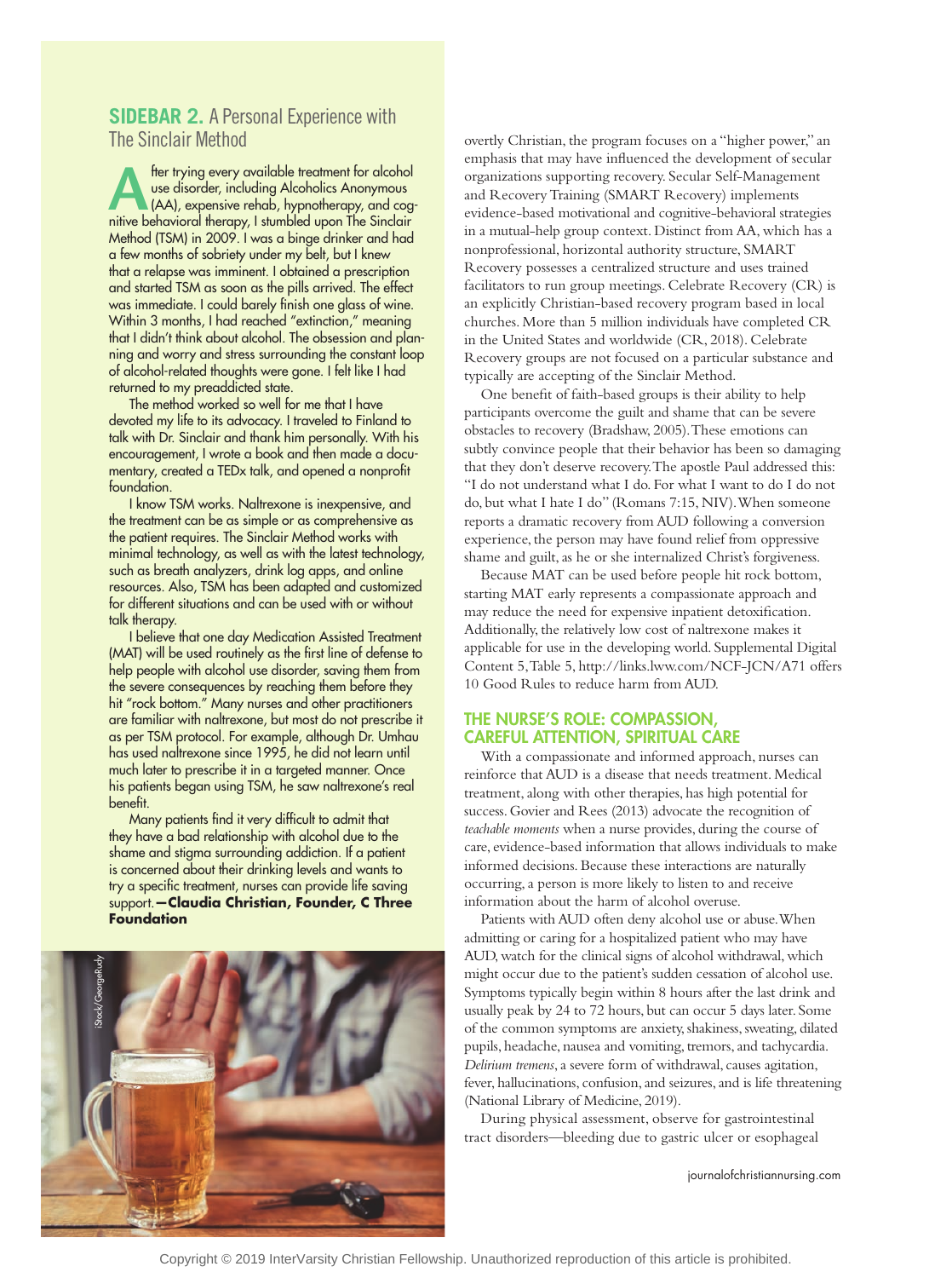## SIDEBAR 2. A Personal Experience with The Sinclair Method

After trying every available treatment for alcohol use disorder, including Alcoholics Anonymous (AA), expensive rehab, hypnotherapy, and cognitive behavioral therapy, I stumbled upon The Sinclair Method (TSM) in 2009. I was a binge drinker and had a few months of sobriety under my belt, but I knew that a relapse was imminent. I obtained a prescription and started TSM as soon as the pills arrived. The effect was immediate. I could barely finish one glass of wine. Within 3 months, I had reached "extinction," meaning that I didn't think about alcohol. The obsession and planning and worry and stress surrounding the constant loop of alcohol-related thoughts were gone. I felt like I had returned to my preaddicted state.

The method worked so well for me that I have devoted my life to its advocacy. I traveled to Finland to talk with Dr. Sinclair and thank him personally. With his encouragement, I wrote a book and then made a documentary, created a TEDx talk, and opened a nonprofit foundation.

I know TSM works. Naltrexone is inexpensive, and the treatment can be as simple or as comprehensive as the patient requires. The Sinclair Method works with minimal technology, as well as with the latest technology, such as breath analyzers, drink log apps, and online resources. Also, TSM has been adapted and customized for different situations and can be used with or without talk therapy.

I believe that one day Medication Assisted Treatment (MAT) will be used routinely as the first line of defense to help people with alcohol use disorder, saving them from the severe consequences by reaching them before they hit "rock bottom." Many nurses and other practitioners are familiar with naltrexone, but most do not prescribe it as per TSM protocol. For example, although Dr. Umhau has used naltrexone since 1995, he did not learn until much later to prescribe it in a targeted manner. Once his patients began using TSM, he saw naltrexone's real benefit.

Many patients find it very difficult to admit that they have a bad relationship with alcohol due to the shame and stigma surrounding addiction. If a patient is concerned about their drinking levels and wants to try a specific treatment, nurses can provide life saving support. **—Claudia Christian, Founder, C Three Foundation**

overtly Christian, the program focuses on a "higher power," an emphasis that may have influenced the development of secular organizations supporting recovery. Secular Self-Management and Recovery Training (SMART Recovery) implements evidence-based motivational and cognitive-behavioral strategies in a mutual-help group context. Distinct from AA, which has a nonprofessional, horizontal authority structure, SMART Recovery possesses a centralized structure and uses trained facilitators to run group meetings. Celebrate Recovery (CR) is an explicitly Christian-based recovery program based in local churches. More than 5 million individuals have completed CR in the United States and worldwide (CR, 2018). Celebrate Recovery groups are not focused on a particular substance and typically are accepting of the Sinclair Method.

One benefit of faith-based groups is their ability to help participants overcome the guilt and shame that can be severe obstacles to recovery (Bradshaw, 2005). These emotions can subtly convince people that their behavior has been so damaging that they don't deserve recovery. The apostle Paul addressed this: "I do not understand what I do. For what I want to do I do not do, but what I hate I do" (Romans 7:15, NIV). When someone reports a dramatic recovery from AUD following a conversion experience, the person may have found relief from oppressive shame and guilt, as he or she internalized Christ's forgiveness.

Because MAT can be used before people hit rock bottom, starting MAT early represents a compassionate approach and may reduce the need for expensive inpatient detoxification. Additionally, the relatively low cost of naltrexone makes it applicable for use in the developing world. Supplemental Digital Content 5, Table 5, http://links.lww.com/NCF-JCN/A71 offers 10 Good Rules to reduce harm from AUD.

## THE NURSE'S ROLE: COMPASSION, CAREFUL ATTENTION, SPIRITUAL CARE

With a compassionate and informed approach, nurses can reinforce that AUD is a disease that needs treatment. Medical treatment, along with other therapies, has high potential for success. Govier and Rees (2013) advocate the recognition of *teachable moments* when a nurse provides, during the course of care, evidence-based information that allows individuals to make informed decisions. Because these interactions are naturally occurring, a person is more likely to listen to and receive information about the harm of alcohol overuse.

Patients with AUD often deny alcohol use or abuse. When admitting or caring for a hospitalized patient who may have AUD, watch for the clinical signs of alcohol withdrawal, which might occur due to the patient's sudden cessation of alcohol use. Symptoms typically begin within 8 hours after the last drink and usually peak by 24 to 72 hours, but can occur 5 days later. Some of the common symptoms are anxiety, shakiness, sweating, dilated pupils, headache, nausea and vomiting, tremors, and tachycardia. *Delirium tremens*, a severe form of withdrawal, causes agitation, fever, hallucinations, confusion, and seizures, and is life threatening (National Library of Medicine, 2019).

During physical assessment, observe for gastrointestinal tract disorders—bleeding due to gastric ulcer or esophageal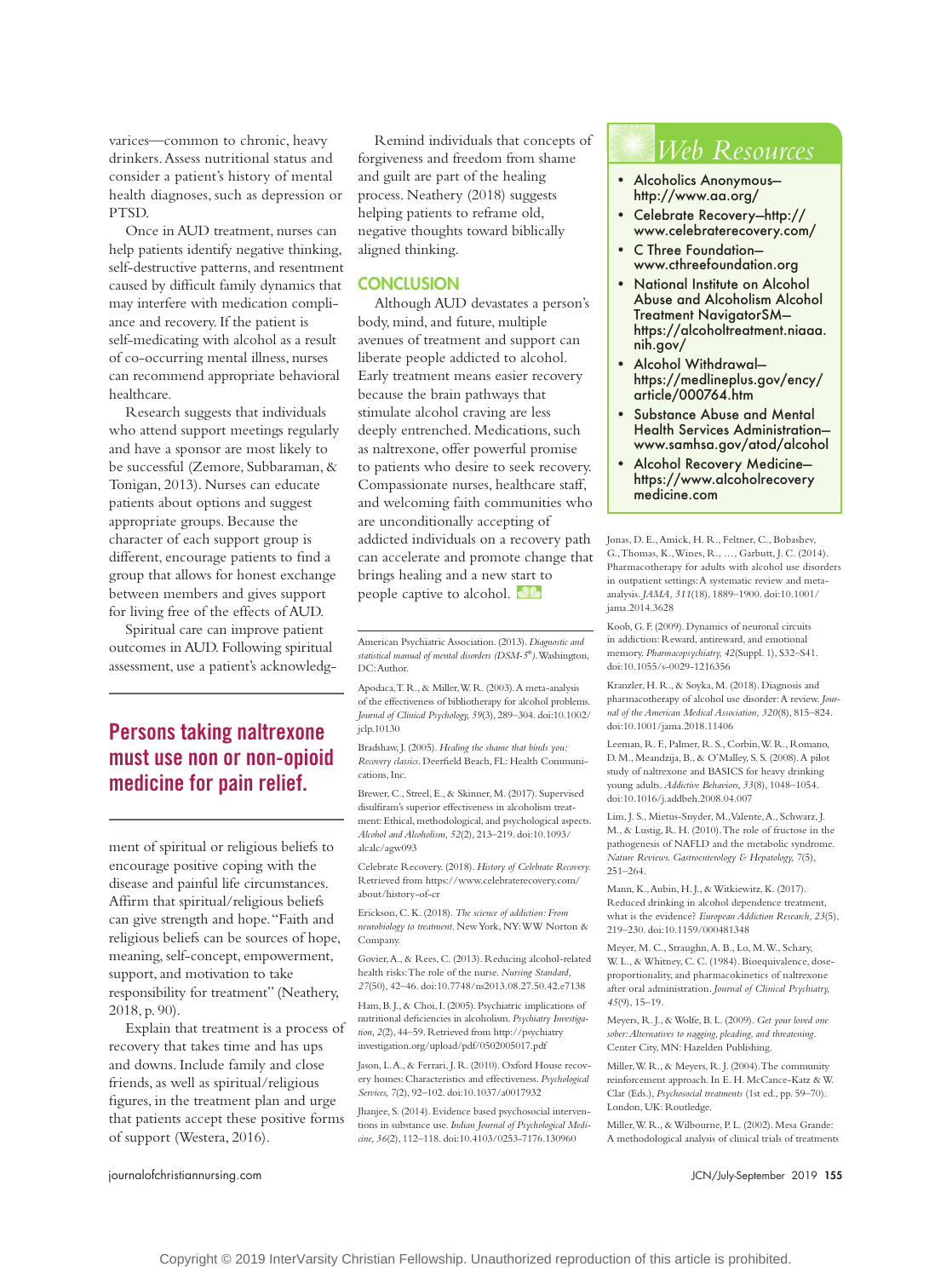varices—common to chronic, heavy drinkers. Assess nutritional status and consider a patient's history of mental health diagnoses, such as depression or PTSD.

Once in AUD treatment, nurses can help patients identify negative thinking, self-destructive patterns, and resentment caused by difficult family dynamics that may interfere with medication compliance and recovery. If the patient is self-medicating with alcohol as a result of co-occurring mental illness, nurses can recommend appropriate behavioral healthcare.

Research suggests that individuals who attend support meetings regularly and have a sponsor are most likely to be successful (Zemore, Subbaraman, & Tonigan, 2013). Nurses can educate patients about options and suggest appropriate groups. Because the character of each support group is different, encourage patients to find a group that allows for honest exchange between members and gives support for living free of the effects of AUD.

Spiritual care can improve patient outcomes in AUD. Following spiritual assessment, use a patient's acknowledgment of spiritual or religious beliefs to encourage positive coping with the disease and painful life circumstances. Affirm that spiritual/religious beliefs can give strength and hope. "Faith and religious beliefs can be sources of hope, meaning, self-concept, empowerment, support, and motivation to take responsibility for treatment" (Neathery, 2018, p. 90).

**Persons taking naltrexone must use non or non-opioid medicine for pain relief.**

Explain that treatment is a process of recovery that takes time and has ups and downs. Include family and close friends, as well as spiritual/religious figures, in the treatment plan and urge that patients accept these positive forms of support (Westera, 2016).

Remind individuals that concepts of forgiveness and freedom from shame and guilt are part of the healing process. Neathery (2018) suggests helping patients to reframe old, negative thoughts toward biblically aligned thinking.

## CONCLUSION

Although AUD devastates a person's body, mind, and future, multiple avenues of treatment and support can liberate people addicted to alcohol. Early treatment means easier recovery because the brain pathways that stimulate alcohol craving are less deeply entrenched. Medications, such as naltrexone, offer powerful promise to patients who desire to seek recovery. Compassionate nurses, healthcare staff, and welcoming faith communities who are unconditionally accepting of addicted individuals on a recovery path can accelerate and promote change that brings healing and a new start to people captive to alcohol.

## Web Resources

- Alcoholics Anonymous—http://www.aa.org/
- Celebrate Recovery—http://www.celebraterecovery.com/
- C Three Foundation—www.cthreefoundation.org
- National Institute on Alcohol Abuse and Alcoholism Alcohol Treatment NavigatorSM—https://alcoholtreatment.niaaa.nih.gov/
- Alcohol Withdrawal—https://medlineplus.gov/ency/article/000764.htm
- Substance Abuse and Mental Health Services Administration—www.samhsa.gov/atod/alcohol
- Alcohol Recovery Medicine—https://www.alcoholrecoverymedicine.com

American Psychiatric Association. (2013). *Diagnostic and statistical manual of mental disorders (DSM-5®)*. Washington, DC: Author.

Apodaca, T. R., & Miller, W. R. (2003). A meta-analysis of the effectiveness of bibliotherapy for alcohol problems. *Journal of Clinical Psychology, 59*(3), 289–304. doi:10.1002/jclp.10130

Bradshaw, J. (2005). *Healing the shame that binds you: Recovery classics*. Deerfield Beach, FL: Health Communications, Inc.

Brewer, C., Streel, E., & Skinner, M. (2017). Supervised disulfiram's superior effectiveness in alcoholism treatment: Ethical, methodological, and psychological aspects. *Alcohol and Alcoholism, 52*(2), 213–219. doi:10.1093/alcalc/agw093

Celebrate Recovery. (2018). *History of Celebrate Recovery*. Retrieved from https://www.celebraterecovery.com/about/history-of-cr

Erickson, C. K. (2018). *The science of addiction: From neurobiology to treatment*. New York, NY: WW Norton & Company.

Govier, A., & Rees, C. (2013). Reducing alcohol-related health risks: The role of the nurse. *Nursing Standard, 27*(50), 42–46. doi:10.7748/ns2013.08.27.50.42.e7138

Ham, B. J., & Choi, I. (2005). Psychiatric implications of nutritional deficiencies in alcoholism. *Psychiatry Investigation, 2*(2), 44–59. Retrieved from http://psychiatryinvestigation.org/upload/pdf/0502005017.pdf

Jason, L. A., & Ferrari, J. R. (2010). Oxford House recovery homes: Characteristics and effectiveness. *Psychological Services, 7*(2), 92–102. doi:10.1037/a0017932

Jhanjee, S. (2014). Evidence based psychosocial interventions in substance use. *Indian Journal of Psychological Medicine, 36*(2), 112–118. doi:10.4103/0253-7176.130960

Jonas, D. E., Amick, H. R., Feltner, C., Bobashev, G., Thomas, K., Wines, R., …, Garbutt, J. C. (2014). Pharmacotherapy for adults with alcohol use disorders in outpatient settings: A systematic review and meta-analysis. *JAMA, 311*(18), 1889–1900. doi:10.1001/jama.2014.3628

Koob, G. F. (2009). Dynamics of neuronal circuits in addiction: Reward, antireward, and emotional memory. *Pharmacopsychiatry, 42*(Suppl. 1), S32–S41. doi:10.1055/s-0029-1216356

Kranzler, H. R., & Soyka, M. (2018). Diagnosis and pharmacotherapy of alcohol use disorder: A review. *Journal of the American Medical Association, 320*(8), 815–824. doi:10.1001/jama.2018.11406

Leeman, R. F., Palmer, R. S., Corbin, W. R., Romano, D. M., Meandzija, B., & O'Malley, S. S. (2008). A pilot study of naltrexone and BASICS for heavy drinking young adults. *Addictive Behaviors, 33*(8), 1048–1054. doi:10.1016/j.addbeh.2008.04.007

Lim, J. S., Mietus-Snyder, M., Valente, A., Schwarz, J. M., & Lustig, R. H. (2010). The role of fructose in the pathogenesis of NAFLD and the metabolic syndrome. *Nature Reviews. Gastroenterology & Hepatology, 7*(5), 251–264.

Mann, K., Aubin, H. J., & Witkiewitz, K. (2017). Reduced drinking in alcohol dependence treatment, what is the evidence? *European Addiction Research, 23*(5), 219–230. doi:10.1159/000481348

Meyer, M. C., Straughn, A. B., Lo, M. W., Schary, W. L., & Whitney, C. C. (1984). Bioequivalence, dose-proportionality, and pharmacokinetics of naltrexone after oral administration. *Journal of Clinical Psychiatry, 45*(9), 15–19.

Meyers, R. J., & Wolfe, B. L. (2009). *Get your loved one sober: Alternatives to nagging, pleading, and threatening*. Center City, MN: Hazelden Publishing.

Miller, W. R., & Meyers, R. J. (2004). The community reinforcement approach. In E. H. McCance-Katz & W. Clar (Eds.), *Psychosocial treatments* (1st ed., pp. 59–70). London, UK: Routledge.

Miller, W. R., & Wilbourne, P. L. (2002). Mesa Grande: A methodological analysis of clinical trials of treatments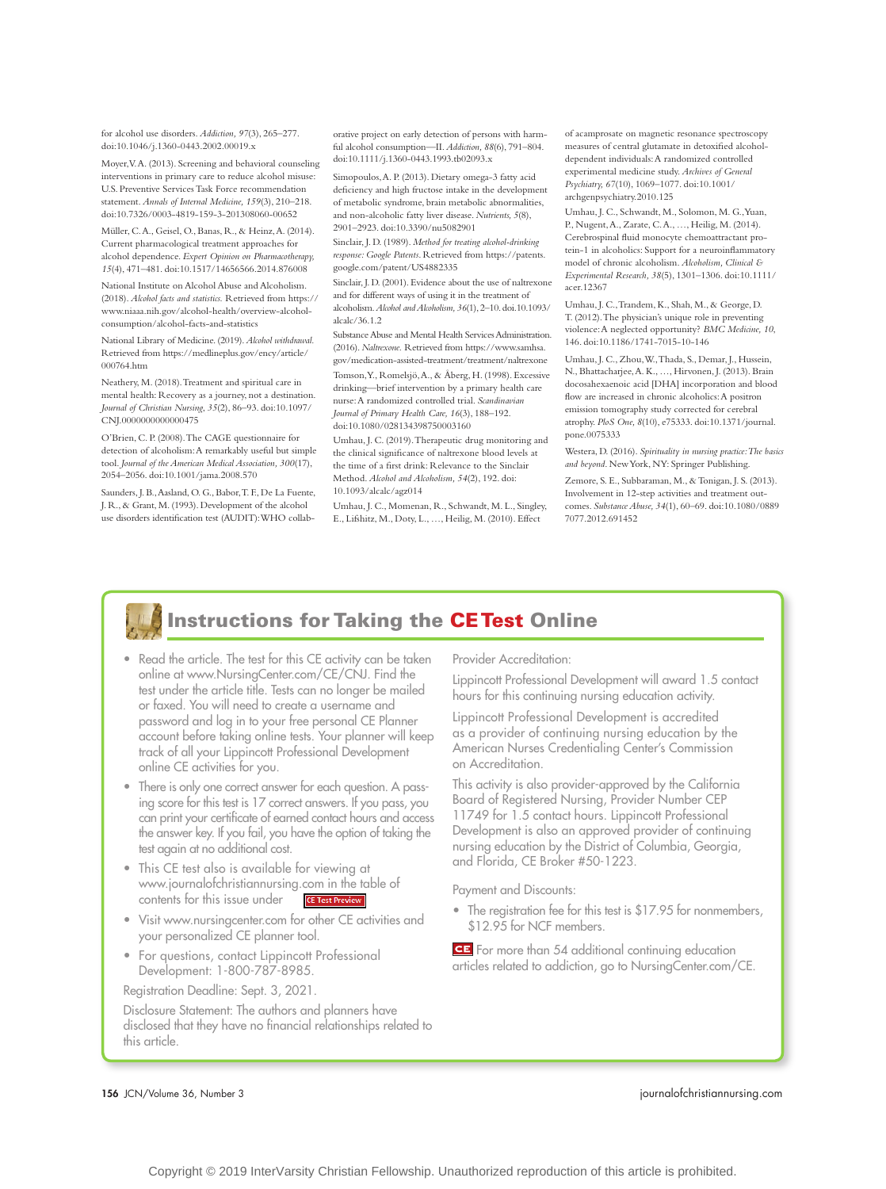for alcohol use disorders. *Addiction, 97*(3), 265–277. doi:10.1046/j.1360-0443.2002.00019.x

Moyer, V. A. (2013). Screening and behavioral counseling interventions in primary care to reduce alcohol misuse: U.S. Preventive Services Task Force recommendation statement. *Annals of Internal Medicine, 159*(3), 210–218. doi:10.7326/0003-4819-159-3-201308060-00652

Müller, C. A., Geisel, O., Banas, R., & Heinz, A. (2014). Current pharmacological treatment approaches for alcohol dependence. *Expert Opinion on Pharmacotherapy, 15*(4), 471–481. doi:10.1517/14656566.2014.876008

National Institute on Alcohol Abuse and Alcoholism. (2018). *Alcohol facts and statistics.* Retrieved from https://www.niaaa.nih.gov/alcohol-health/overview-alcohol-consumption/alcohol-facts-and-statistics

National Library of Medicine. (2019). *Alcohol withdrawal.* Retrieved from https://medlineplus.gov/ency/article/000764.htm

Neathery, M. (2018). Treatment and spiritual care in mental health: Recovery as a journey, not a destination. *Journal of Christian Nursing, 35*(2), 86–93. doi:10.1097/CNJ.0000000000000475

O'Brien, C. P. (2008). The CAGE questionnaire for detection of alcoholism: A remarkably useful but simple tool. *Journal of the American Medical Association, 300*(17), 2054–2056. doi:10.1001/jama.2008.570

Saunders, J. B., Aasland, O. G., Babor, T. F., De La Fuente, J. R., & Grant, M. (1993). Development of the alcohol use disorders identification test (AUDIT): WHO collaborative project on early detection of persons with harmful alcohol consumption—II. *Addiction, 88*(6), 791–804. doi:10.1111/j.1360-0443.1993.tb02093.x

Simopoulos, A. P. (2013). Dietary omega-3 fatty acid deficiency and high fructose intake in the development of metabolic syndrome, brain metabolic abnormalities, and non-alcoholic fatty liver disease. *Nutrients, 5*(8), 2901–2923. doi:10.3390/nu5082901

Sinclair, J. D. (1989). *Method for treating alcohol-drinking response: Google Patents.* Retrieved from https://patents.google.com/patent/US4882335

Sinclair, J. D. (2001). Evidence about the use of naltrexone and for different ways of using it in the treatment of alcoholism. *Alcohol and Alcoholism, 36*(1), 2–10. doi.10.1093/alcalc/36.1.2

Substance Abuse and Mental Health Services Administration. (2016). *Naltrexone.* Retrieved from https://www.samhsa.gov/medication-assisted-treatment/treatment/naltrexone

Tomson, Y., Romelsjö, A., & Åberg, H. (1998). Excessive drinking—brief intervention by a primary health care nurse: A randomized controlled trial. *Scandinavian Journal of Primary Health Care, 16*(3), 188–192. doi:10.1080/028134398750003160

Umhau, J. C. (2019). Therapeutic drug monitoring and the clinical significance of naltrexone blood levels at the time of a first drink: Relevance to the Sinclair Method. *Alcohol and Alcoholism, 54*(2), 192. doi:10.1093/alcalc/agz014

Umhau, J. C., Momenan, R., Schwandt, M. L., Singley, E., Lifshitz, M., Doty, L., …, Heilig, M. (2010). Effect of acamprosate on magnetic resonance spectroscopy measures of central glutamate in detoxified alcohol-dependent individuals: A randomized controlled experimental medicine study. *Archives of General Psychiatry, 67*(10), 1069–1077. doi:10.1001/archgenpsychiatry.2010.125

Umhau, J. C., Schwandt, M., Solomon, M. G., Yuan, P., Nugent, A., Zarate, C. A., …, Heilig, M. (2014). Cerebrospinal fluid monocyte chemoattractant protein-1 in alcoholics: Support for a neuroinflammatory model of chronic alcoholism. *Alcoholism, Clinical & Experimental Research, 38*(5), 1301–1306. doi:10.1111/acer.12367

Umhau, J. C., Trandem, K., Shah, M., & George, D. T. (2012). The physician's unique role in preventing violence: A neglected opportunity? *BMC Medicine, 10*, 146. doi:10.1186/1741-7015-10-146

Umhau, J. C., Zhou, W., Thada, S., Demar, J., Hussein, N., Bhattacharjee, A. K., …, Hirvonen, J. (2013). Brain docosahexaenoic acid [DHA] incorporation and blood flow are increased in chronic alcoholics: A positron emission tomography study corrected for cerebral atrophy. *PloS One, 8*(10), e75333. doi:10.1371/journal.pone.0075333

Westera, D. (2016). *Spirituality in nursing practice: The basics and beyond.* New York, NY: Springer Publishing.

Zemore, S. E., Subbaraman, M., & Tonigan, J. S. (2013). Involvement in 12-step activities and treatment outcomes. *Substance Abuse, 34*(1), 60–69. doi:10.1080/08897077.2012.691452

## Instructions for Taking the CE Test Online

- Read the article. The test for this CE activity can be taken online at www.NursingCenter.com/CE/CNJ. Find the test under the article title. Tests can no longer be mailed or faxed. You will need to create a username and password and log in to your free personal CE Planner account before taking online tests. Your planner will keep track of all your Lippincott Professional Development online CE activities for you.
- There is only one correct answer for each question. A passing score for this test is 17 correct answers. If you pass, you can print your certificate of earned contact hours and access the answer key. If you fail, you have the option of taking the test again at no additional cost.
- This CE test also is available for viewing at www.journalofchristiannursing.com in the table of contents for this issue under CE Test Preview
- Visit www.nursingcenter.com for other CE activities and your personalized CE planner tool.
- For questions, contact Lippincott Professional Development: 1-800-787-8985.

Registration Deadline: Sept. 3, 2021.

Disclosure Statement: The authors and planners have disclosed that they have no financial relationships related to this article.

Provider Accreditation:

Lippincott Professional Development will award 1.5 contact hours for this continuing nursing education activity.

Lippincott Professional Development is accredited as a provider of continuing nursing education by the American Nurses Credentialing Center's Commission on Accreditation.

This activity is also provider-approved by the California Board of Registered Nursing, Provider Number CEP 11749 for 1.5 contact hours. Lippincott Professional Development is also an approved provider of continuing nursing education by the District of Columbia, Georgia, and Florida, CE Broker #50-1223.

Payment and Discounts:

- The registration fee for this test is $17.95 for nonmembers, $12.95 for NCF members.

CE For more than 54 additional continuing education articles related to addiction, go to NursingCenter.com/CE.

Copyright © 2019 InterVarsity Christian Fellowship. Unauthorized reproduction of this article is prohibited.